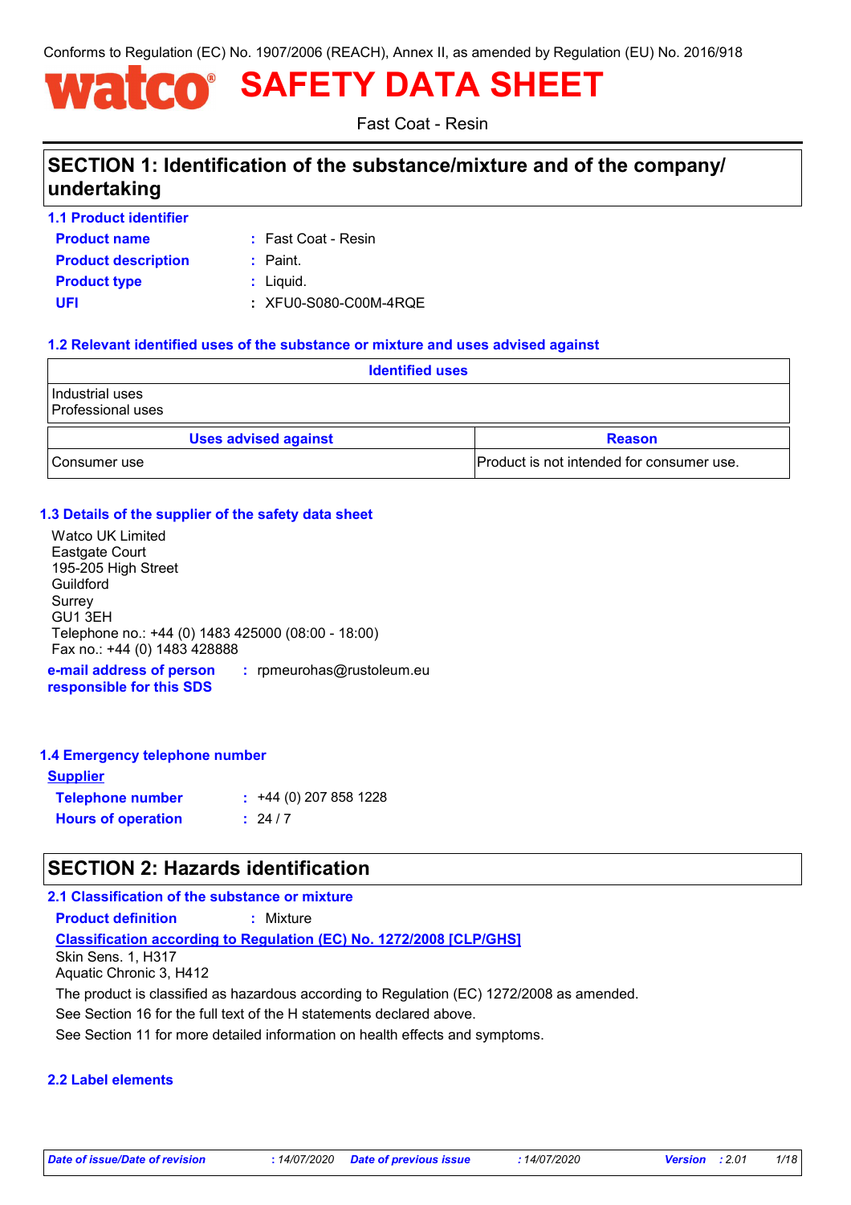Conforms to Regulation (EC) No. 1907/2006 (REACH), Annex II, as amended by Regulation (EU) No. 2016/918

# watco® SAFETY DATA SHEET

Fast Coat - Resin

## SECTION 1: Identification of the substance/mixture and of the company/undertaking

### 1.1 Product identifier

**Product name** : Fast Coat - Resin

**Product description** : Paint.

**Product type** : Liquid.

**UFI** : XFU0-S080-C00M-4RQE

### 1.2 Relevant identified uses of the substance or mixture and uses advised against

| Identified uses | |
|---|---|
| Industrial uses<br>Professional uses | |
| **Uses advised against** | **Reason** |
| Consumer use | Product is not intended for consumer use. |

### 1.3 Details of the supplier of the safety data sheet

Watco UK Limited
Eastgate Court
195-205 High Street
Guildford
Surrey
GU1 3EH
Telephone no.: +44 (0) 1483 425000 (08:00 - 18:00)
Fax no.: +44 (0) 1483 428888

**e-mail address of person responsible for this SDS** : rpmeurohas@rustoleum.eu

### 1.4 Emergency telephone number

**Supplier**

**Telephone number** : +44 (0) 207 858 1228

**Hours of operation** : 24 / 7

## SECTION 2: Hazards identification

### 2.1 Classification of the substance or mixture

**Product definition** : Mixture

**Classification according to Regulation (EC) No. 1272/2008 [CLP/GHS]**

Skin Sens. 1, H317
Aquatic Chronic 3, H412

The product is classified as hazardous according to Regulation (EC) 1272/2008 as amended.

See Section 16 for the full text of the H statements declared above.

See Section 11 for more detailed information on health effects and symptoms.

### 2.2 Label elements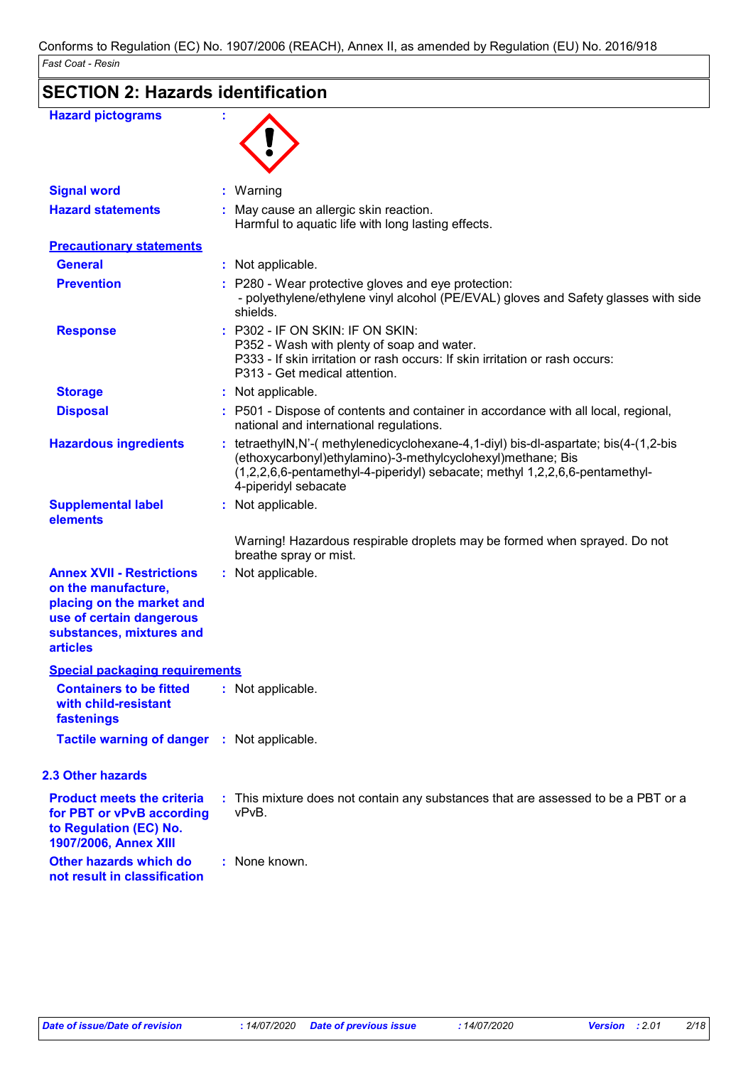Conforms to Regulation (EC) No. 1907/2006 (REACH), Annex II, as amended by Regulation (EU) No. 2016/918

*Fast Coat - Resin*

## SECTION 2: Hazards identification

| | |
|---|---|
| **Hazard pictograms** | : |
| **Signal word** | : Warning |
| **Hazard statements** | : May cause an allergic skin reaction.<br>Harmful to aquatic life with long lasting effects. |

**Precautionary statements**

| | |
|---|---|
| **General** | : Not applicable. |
| **Prevention** | : P280 - Wear protective gloves and eye protection:<br>- polyethylene/ethylene vinyl alcohol (PE/EVAL) gloves and Safety glasses with side shields. |
| **Response** | : P302 - IF ON SKIN: IF ON SKIN:<br>P352 - Wash with plenty of soap and water.<br>P333 - If skin irritation or rash occurs: If skin irritation or rash occurs:<br>P313 - Get medical attention. |
| **Storage** | : Not applicable. |
| **Disposal** | : P501 - Dispose of contents and container in accordance with all local, regional, national and international regulations. |
| **Hazardous ingredients** | : tetraethylN,N'-( methylenedicyclohexane-4,1-diyl) bis-dl-aspartate; bis(4-(1,2-bis (ethoxycarbonyl)ethylamino)-3-methylcyclohexyl)methane; Bis (1,2,2,6,6-pentamethyl-4-piperidyl) sebacate; methyl 1,2,2,6,6-pentamethyl-4-piperidyl sebacate |
| **Supplemental label elements** | : Not applicable.<br><br>Warning! Hazardous respirable droplets may be formed when sprayed. Do not breathe spray or mist. |
| **Annex XVII - Restrictions on the manufacture, placing on the market and use of certain dangerous substances, mixtures and articles** | : Not applicable. |

**Special packaging requirements**

| | |
|---|---|
| **Containers to be fitted with child-resistant fastenings** | : Not applicable. |
| **Tactile warning of danger** | : Not applicable. |

### 2.3 Other hazards

| | |
|---|---|
| **Product meets the criteria for PBT or vPvB according to Regulation (EC) No. 1907/2006, Annex XIII** | : This mixture does not contain any substances that are assessed to be a PBT or a vPvB. |
| **Other hazards which do not result in classification** | : None known. |

| *Date of issue/Date of revision* | *: 14/07/2020* | *Date of previous issue* | *: 14/07/2020* | *Version* | *: 2.01* |
|---|---|---|---|---|---|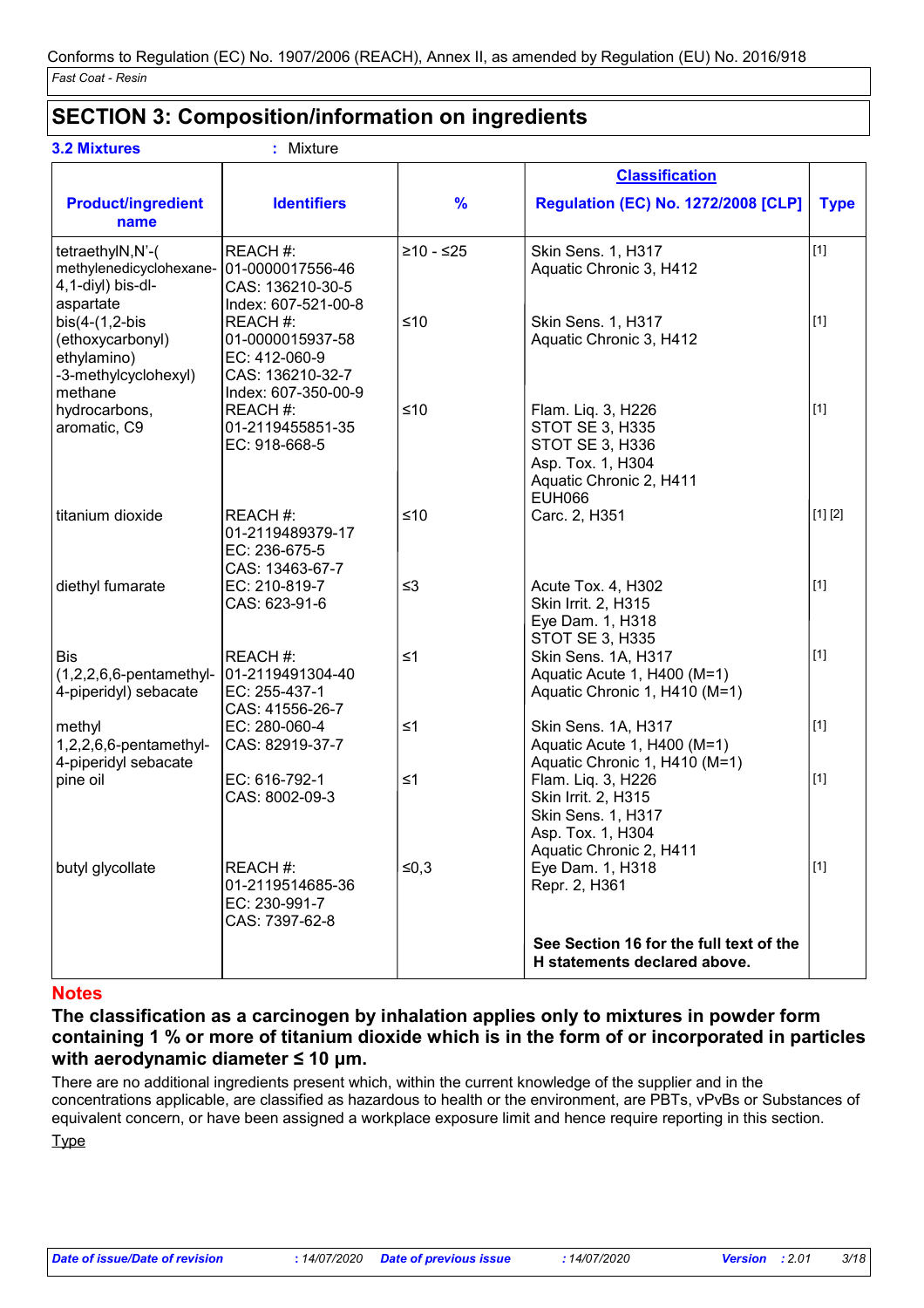Conforms to Regulation (EC) No. 1907/2006 (REACH), Annex II, as amended by Regulation (EU) No. 2016/918

*Fast Coat - Resin*

## SECTION 3: Composition/information on ingredients

**3.2 Mixtures** : Mixture

| Product/ingredient name | Identifiers | % | Classification Regulation (EC) No. 1272/2008 [CLP] | Type |
|---|---|---|---|---|
| tetraethylN,N'-( methylenedicyclohexane-4,1-diyl) bis-dl-aspartate | REACH #: 01-0000017556-46 CAS: 136210-30-5 Index: 607-521-00-8 | ≥10 - ≤25 | Skin Sens. 1, H317 Aquatic Chronic 3, H412 | [1] |
| bis(4-(1,2-bis (ethoxycarbonyl) ethylamino) -3-methylcyclohexyl) methane | REACH #: 01-0000015937-58 EC: 412-060-9 CAS: 136210-32-7 Index: 607-350-00-9 | ≤10 | Skin Sens. 1, H317 Aquatic Chronic 3, H412 | [1] |
| hydrocarbons, aromatic, C9 | REACH #: 01-2119455851-35 EC: 918-668-5 | ≤10 | Flam. Liq. 3, H226 STOT SE 3, H335 STOT SE 3, H336 Asp. Tox. 1, H304 Aquatic Chronic 2, H411 EUH066 | [1] |
| titanium dioxide | REACH #: 01-2119489379-17 EC: 236-675-5 CAS: 13463-67-7 | ≤10 | Carc. 2, H351 | [1] [2] |
| diethyl fumarate | EC: 210-819-7 CAS: 623-91-6 | ≤3 | Acute Tox. 4, H302 Skin Irrit. 2, H315 Eye Dam. 1, H318 STOT SE 3, H335 | [1] |
| Bis (1,2,2,6,6-pentamethyl-4-piperidyl) sebacate | REACH #: 01-2119491304-40 EC: 255-437-1 CAS: 41556-26-7 | ≤1 | Skin Sens. 1A, H317 Aquatic Acute 1, H400 (M=1) Aquatic Chronic 1, H410 (M=1) | [1] |
| methyl 1,2,2,6,6-pentamethyl-4-piperidyl sebacate | EC: 280-060-4 CAS: 82919-37-7 | ≤1 | Skin Sens. 1A, H317 Aquatic Acute 1, H400 (M=1) Aquatic Chronic 1, H410 (M=1) | [1] |
| pine oil | EC: 616-792-1 CAS: 8002-09-3 | ≤1 | Flam. Liq. 3, H226 Skin Irrit. 2, H315 Skin Sens. 1, H317 Asp. Tox. 1, H304 Aquatic Chronic 2, H411 | [1] |
| butyl glycollate | REACH #: 01-2119514685-36 EC: 230-991-7 CAS: 7397-62-8 | ≤0,3 | Eye Dam. 1, H318 Repr. 2, H361 | [1] |
| | | | **See Section 16 for the full text of the H statements declared above.** | |

**Notes**

**The classification as a carcinogen by inhalation applies only to mixtures in powder form containing 1 % or more of titanium dioxide which is in the form of or incorporated in particles with aerodynamic diameter ≤ 10 μm.**

There are no additional ingredients present which, within the current knowledge of the supplier and in the concentrations applicable, are classified as hazardous to health or the environment, are PBTs, vPvBs or Substances of equivalent concern, or have been assigned a workplace exposure limit and hence require reporting in this section.

Type

*Date of issue/Date of revision* : 14/07/2020 *Date of previous issue* : 14/07/2020 *Version* : 2.01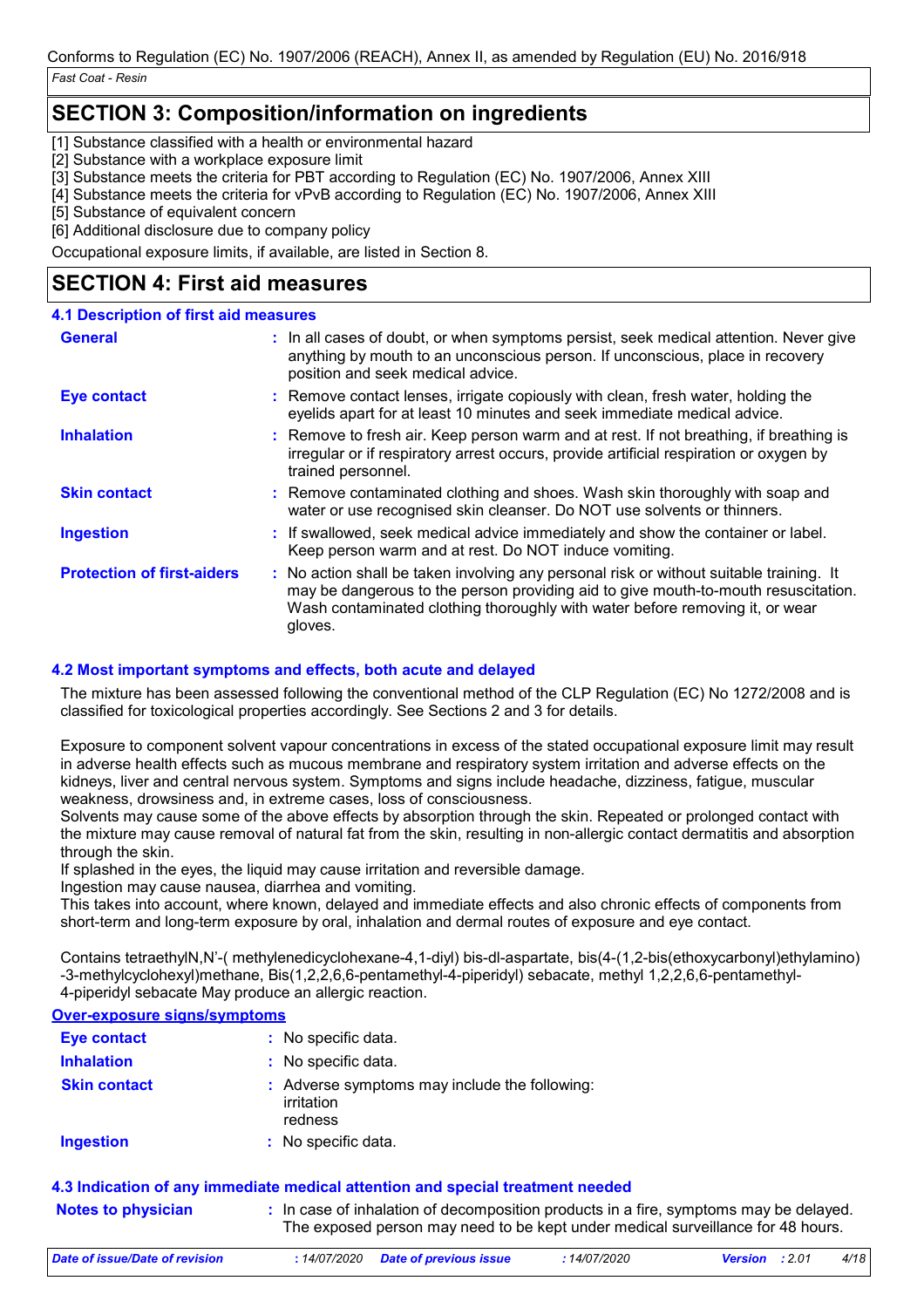## SECTION 3: Composition/information on ingredients

[1] Substance classified with a health or environmental hazard
[2] Substance with a workplace exposure limit
[3] Substance meets the criteria for PBT according to Regulation (EC) No. 1907/2006, Annex XIII
[4] Substance meets the criteria for vPvB according to Regulation (EC) No. 1907/2006, Annex XIII
[5] Substance of equivalent concern
[6] Additional disclosure due to company policy

Occupational exposure limits, if available, are listed in Section 8.

## SECTION 4: First aid measures

### 4.1 Description of first aid measures

**General** : In all cases of doubt, or when symptoms persist, seek medical attention. Never give anything by mouth to an unconscious person. If unconscious, place in recovery position and seek medical advice.

**Eye contact** : Remove contact lenses, irrigate copiously with clean, fresh water, holding the eyelids apart for at least 10 minutes and seek immediate medical advice.

**Inhalation** : Remove to fresh air. Keep person warm and at rest. If not breathing, if breathing is irregular or if respiratory arrest occurs, provide artificial respiration or oxygen by trained personnel.

**Skin contact** : Remove contaminated clothing and shoes. Wash skin thoroughly with soap and water or use recognised skin cleanser. Do NOT use solvents or thinners.

**Ingestion** : If swallowed, seek medical advice immediately and show the container or label. Keep person warm and at rest. Do NOT induce vomiting.

**Protection of first-aiders** : No action shall be taken involving any personal risk or without suitable training. It may be dangerous to the person providing aid to give mouth-to-mouth resuscitation. Wash contaminated clothing thoroughly with water before removing it, or wear gloves.

### 4.2 Most important symptoms and effects, both acute and delayed

The mixture has been assessed following the conventional method of the CLP Regulation (EC) No 1272/2008 and is classified for toxicological properties accordingly. See Sections 2 and 3 for details.

Exposure to component solvent vapour concentrations in excess of the stated occupational exposure limit may result in adverse health effects such as mucous membrane and respiratory system irritation and adverse effects on the kidneys, liver and central nervous system. Symptoms and signs include headache, dizziness, fatigue, muscular weakness, drowsiness and, in extreme cases, loss of consciousness.
Solvents may cause some of the above effects by absorption through the skin. Repeated or prolonged contact with the mixture may cause removal of natural fat from the skin, resulting in non-allergic contact dermatitis and absorption through the skin.
If splashed in the eyes, the liquid may cause irritation and reversible damage.
Ingestion may cause nausea, diarrhea and vomiting.
This takes into account, where known, delayed and immediate effects and also chronic effects of components from short-term and long-term exposure by oral, inhalation and dermal routes of exposure and eye contact.

Contains tetraethylN,N'-( methylenedicyclohexane-4,1-diyl) bis-dl-aspartate, bis(4-(1,2-bis(ethoxycarbonyl)ethylamino)-3-methylcyclohexyl)methane, Bis(1,2,2,6,6-pentamethyl-4-piperidyl) sebacate, methyl 1,2,2,6,6-pentamethyl-4-piperidyl sebacate May produce an allergic reaction.

**Over-exposure signs/symptoms**

**Eye contact** : No specific data.

**Inhalation** : No specific data.

**Skin contact** : Adverse symptoms may include the following:
irritation
redness

**Ingestion** : No specific data.

### 4.3 Indication of any immediate medical attention and special treatment needed

**Notes to physician** : In case of inhalation of decomposition products in a fire, symptoms may be delayed. The exposed person may need to be kept under medical surveillance for 48 hours.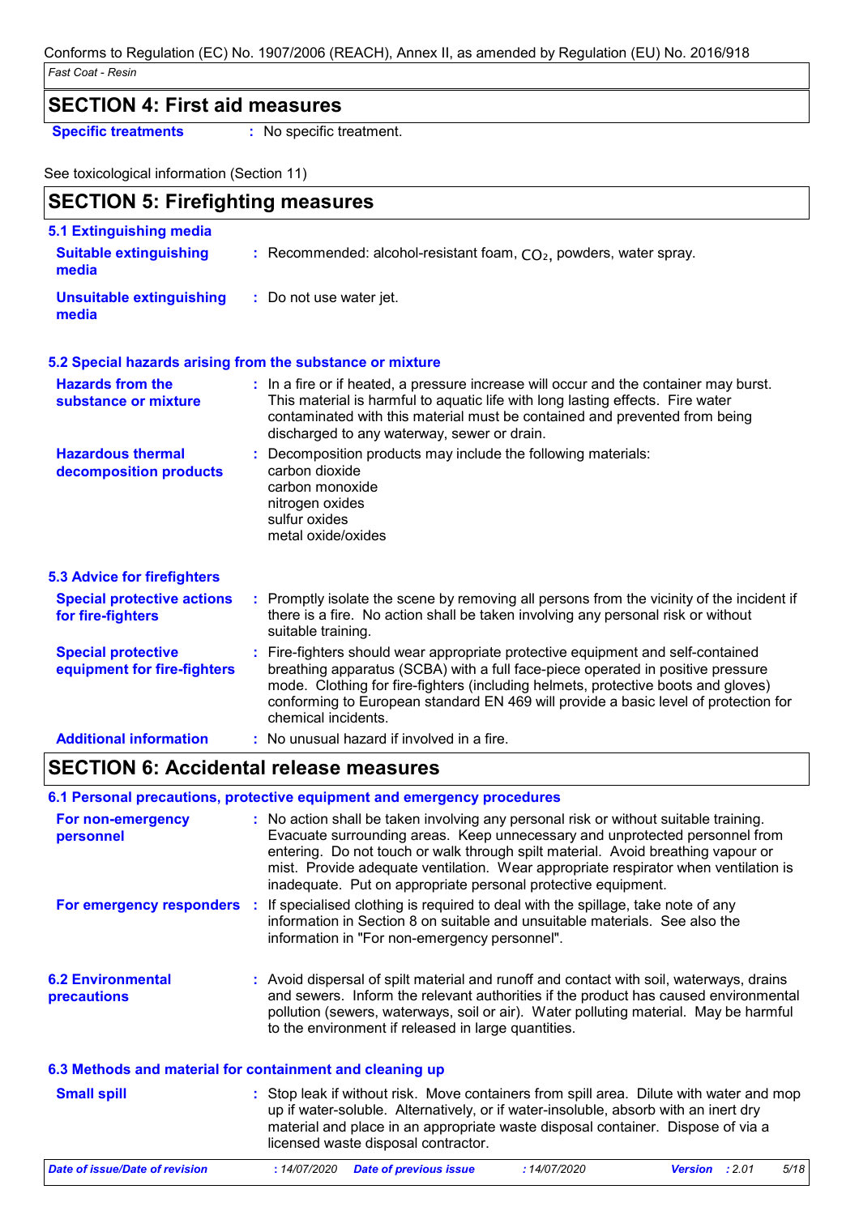## SECTION 4: First aid measures

**Specific treatments** : No specific treatment.

See toxicological information (Section 11)

## SECTION 5: Firefighting measures

### 5.1 Extinguishing media

**Suitable extinguishing media** : Recommended: alcohol-resistant foam, $CO_2$, powders, water spray.

**Unsuitable extinguishing media** : Do not use water jet.

### 5.2 Special hazards arising from the substance or mixture

**Hazards from the substance or mixture** : In a fire or if heated, a pressure increase will occur and the container may burst. This material is harmful to aquatic life with long lasting effects. Fire water contaminated with this material must be contained and prevented from being discharged to any waterway, sewer or drain.

**Hazardous thermal decomposition products** : Decomposition products may include the following materials:
carbon dioxide
carbon monoxide
nitrogen oxides
sulfur oxides
metal oxide/oxides

### 5.3 Advice for firefighters

**Special protective actions for fire-fighters** : Promptly isolate the scene by removing all persons from the vicinity of the incident if there is a fire. No action shall be taken involving any personal risk or without suitable training.

**Special protective equipment for fire-fighters** : Fire-fighters should wear appropriate protective equipment and self-contained breathing apparatus (SCBA) with a full face-piece operated in positive pressure mode. Clothing for fire-fighters (including helmets, protective boots and gloves) conforming to European standard EN 469 will provide a basic level of protection for chemical incidents.

**Additional information** : No unusual hazard if involved in a fire.

## SECTION 6: Accidental release measures

### 6.1 Personal precautions, protective equipment and emergency procedures

**For non-emergency personnel** : No action shall be taken involving any personal risk or without suitable training. Evacuate surrounding areas. Keep unnecessary and unprotected personnel from entering. Do not touch or walk through spilt material. Avoid breathing vapour or mist. Provide adequate ventilation. Wear appropriate respirator when ventilation is inadequate. Put on appropriate personal protective equipment.

**For emergency responders** : If specialised clothing is required to deal with the spillage, take note of any information in Section 8 on suitable and unsuitable materials. See also the information in "For non-emergency personnel".

### 6.2 Environmental precautions

: Avoid dispersal of spilt material and runoff and contact with soil, waterways, drains and sewers. Inform the relevant authorities if the product has caused environmental pollution (sewers, waterways, soil or air). Water polluting material. May be harmful to the environment if released in large quantities.

### 6.3 Methods and material for containment and cleaning up

**Small spill** : Stop leak if without risk. Move containers from spill area. Dilute with water and mop up if water-soluble. Alternatively, or if water-insoluble, absorb with an inert dry material and place in an appropriate waste disposal container. Dispose of via a licensed waste disposal contractor.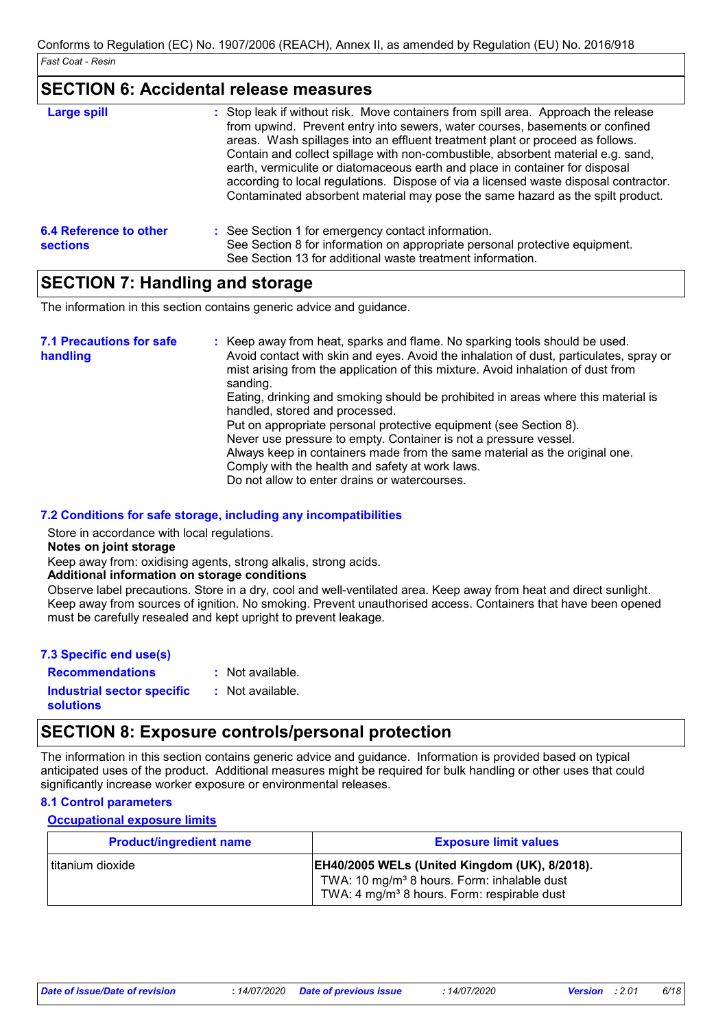## SECTION 6: Accidental release measures

**Large spill** : Stop leak if without risk. Move containers from spill area. Approach the release from upwind. Prevent entry into sewers, water courses, basements or confined areas. Wash spillages into an effluent treatment plant or proceed as follows. Contain and collect spillage with non-combustible, absorbent material e.g. sand, earth, vermiculite or diatomaceous earth and place in container for disposal according to local regulations. Dispose of via a licensed waste disposal contractor. Contaminated absorbent material may pose the same hazard as the spilt product.

**6.4 Reference to other sections** : See Section 1 for emergency contact information.
See Section 8 for information on appropriate personal protective equipment.
See Section 13 for additional waste treatment information.

## SECTION 7: Handling and storage

The information in this section contains generic advice and guidance.

**7.1 Precautions for safe handling** : Keep away from heat, sparks and flame. No sparking tools should be used.
Avoid contact with skin and eyes. Avoid the inhalation of dust, particulates, spray or mist arising from the application of this mixture. Avoid inhalation of dust from sanding.
Eating, drinking and smoking should be prohibited in areas where this material is handled, stored and processed.
Put on appropriate personal protective equipment (see Section 8).
Never use pressure to empty. Container is not a pressure vessel.
Always keep in containers made from the same material as the original one.
Comply with the health and safety at work laws.
Do not allow to enter drains or watercourses.

### 7.2 Conditions for safe storage, including any incompatibilities

Store in accordance with local regulations.

**Notes on joint storage**

Keep away from: oxidising agents, strong alkalis, strong acids.

**Additional information on storage conditions**

Observe label precautions. Store in a dry, cool and well-ventilated area. Keep away from heat and direct sunlight. Keep away from sources of ignition. No smoking. Prevent unauthorised access. Containers that have been opened must be carefully resealed and kept upright to prevent leakage.

### 7.3 Specific end use(s)

**Recommendations** : Not available.

**Industrial sector specific solutions** : Not available.

## SECTION 8: Exposure controls/personal protection

The information in this section contains generic advice and guidance. Information is provided based on typical anticipated uses of the product. Additional measures might be required for bulk handling or other uses that could significantly increase worker exposure or environmental releases.

### 8.1 Control parameters

**Occupational exposure limits**

| Product/ingredient name | Exposure limit values |
|---|---|
| titanium dioxide | **EH40/2005 WELs (United Kingdom (UK), 8/2018).**<br>TWA: 10 mg/m³ 8 hours. Form: inhalable dust<br>TWA: 4 mg/m³ 8 hours. Form: respirable dust |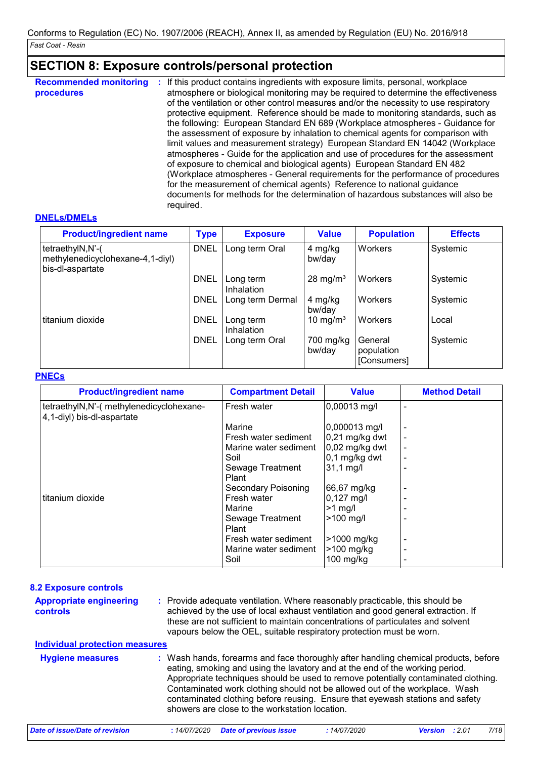Conforms to Regulation (EC) No. 1907/2006 (REACH), Annex II, as amended by Regulation (EU) No. 2016/918

*Fast Coat - Resin*

## SECTION 8: Exposure controls/personal protection

**Recommended monitoring procedures** : If this product contains ingredients with exposure limits, personal, workplace atmosphere or biological monitoring may be required to determine the effectiveness of the ventilation or other control measures and/or the necessity to use respiratory protective equipment. Reference should be made to monitoring standards, such as the following: European Standard EN 689 (Workplace atmospheres - Guidance for the assessment of exposure by inhalation to chemical agents for comparison with limit values and measurement strategy) European Standard EN 14042 (Workplace atmospheres - Guide for the application and use of procedures for the assessment of exposure to chemical and biological agents) European Standard EN 482 (Workplace atmospheres - General requirements for the performance of procedures for the measurement of chemical agents) Reference to national guidance documents for methods for the determination of hazardous substances will also be required.

**DNELs/DMELs**

| Product/ingredient name | Type | Exposure | Value | Population | Effects |
|---|---|---|---|---|---|
| tetraethylN,N'-( methylenedicyclohexane-4,1-diyl) bis-dl-aspartate | DNEL | Long term Oral | 4 mg/kg bw/day | Workers | Systemic |
| | DNEL | Long term Inhalation | 28 mg/m³ | Workers | Systemic |
| | DNEL | Long term Dermal | 4 mg/kg bw/day | Workers | Systemic |
| titanium dioxide | DNEL | Long term Inhalation | 10 mg/m³ | Workers | Local |
| | DNEL | Long term Oral | 700 mg/kg bw/day | General population [Consumers] | Systemic |

**PNECs**

| Product/ingredient name | Compartment Detail | Value | Method Detail |
|---|---|---|---|
| tetraethylN,N'-( methylenedicyclohexane-4,1-diyl) bis-dl-aspartate | Fresh water | 0,00013 mg/l | - |
| | Marine | 0,000013 mg/l | - |
| | Fresh water sediment | 0,21 mg/kg dwt | - |
| | Marine water sediment | 0,02 mg/kg dwt | - |
| | Soil | 0,1 mg/kg dwt | - |
| | Sewage Treatment Plant | 31,1 mg/l | - |
| | Secondary Poisoning | 66,67 mg/kg | - |
| titanium dioxide | Fresh water | 0,127 mg/l | - |
| | Marine | >1 mg/l | - |
| | Sewage Treatment Plant | >100 mg/l | - |
| | Fresh water sediment | >1000 mg/kg | - |
| | Marine water sediment | >100 mg/kg | - |
| | Soil | 100 mg/kg | - |

### 8.2 Exposure controls

**Appropriate engineering controls** : Provide adequate ventilation. Where reasonably practicable, this should be achieved by the use of local exhaust ventilation and good general extraction. If these are not sufficient to maintain concentrations of particulates and solvent vapours below the OEL, suitable respiratory protection must be worn.

**Individual protection measures**

**Hygiene measures** : Wash hands, forearms and face thoroughly after handling chemical products, before eating, smoking and using the lavatory and at the end of the working period. Appropriate techniques should be used to remove potentially contaminated clothing. Contaminated work clothing should not be allowed out of the workplace. Wash contaminated clothing before reusing. Ensure that eyewash stations and safety showers are close to the workstation location.

*Date of issue/Date of revision* : 14/07/2020 *Date of previous issue* : 14/07/2020 *Version* : 2.01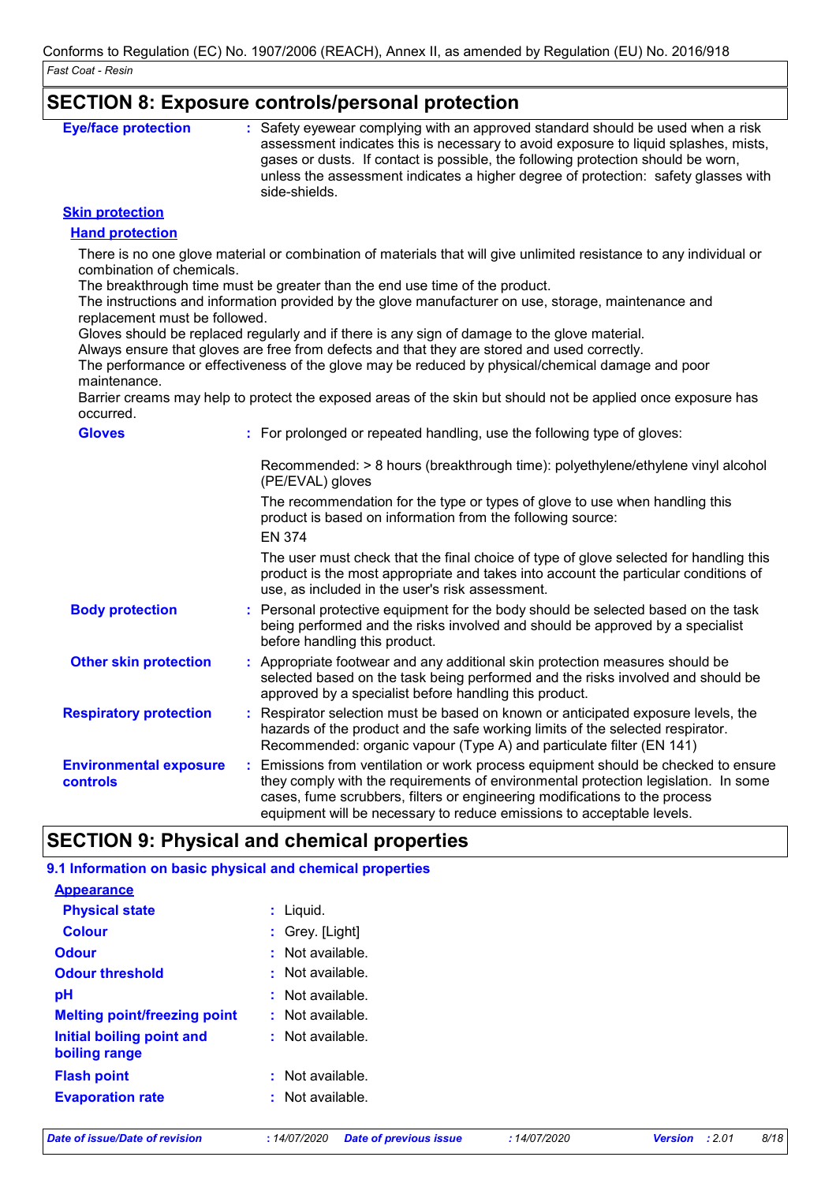## SECTION 8: Exposure controls/personal protection

**Eye/face protection** : Safety eyewear complying with an approved standard should be used when a risk assessment indicates this is necessary to avoid exposure to liquid splashes, mists, gases or dusts. If contact is possible, the following protection should be worn, unless the assessment indicates a higher degree of protection: safety glasses with side-shields.

**Skin protection**

**Hand protection**

There is no one glove material or combination of materials that will give unlimited resistance to any individual or combination of chemicals.
The breakthrough time must be greater than the end use time of the product.
The instructions and information provided by the glove manufacturer on use, storage, maintenance and replacement must be followed.
Gloves should be replaced regularly and if there is any sign of damage to the glove material.
Always ensure that gloves are free from defects and that they are stored and used correctly.
The performance or effectiveness of the glove may be reduced by physical/chemical damage and poor maintenance.
Barrier creams may help to protect the exposed areas of the skin but should not be applied once exposure has occurred.

**Gloves** : For prolonged or repeated handling, use the following type of gloves:

Recommended: > 8 hours (breakthrough time): polyethylene/ethylene vinyl alcohol (PE/EVAL) gloves

The recommendation for the type or types of glove to use when handling this product is based on information from the following source:
EN 374

The user must check that the final choice of type of glove selected for handling this product is the most appropriate and takes into account the particular conditions of use, as included in the user's risk assessment.

**Body protection** : Personal protective equipment for the body should be selected based on the task being performed and the risks involved and should be approved by a specialist before handling this product.

**Other skin protection** : Appropriate footwear and any additional skin protection measures should be selected based on the task being performed and the risks involved and should be approved by a specialist before handling this product.

**Respiratory protection** : Respirator selection must be based on known or anticipated exposure levels, the hazards of the product and the safe working limits of the selected respirator. Recommended: organic vapour (Type A) and particulate filter (EN 141)

**Environmental exposure controls** : Emissions from ventilation or work process equipment should be checked to ensure they comply with the requirements of environmental protection legislation. In some cases, fume scrubbers, filters or engineering modifications to the process equipment will be necessary to reduce emissions to acceptable levels.

## SECTION 9: Physical and chemical properties

### 9.1 Information on basic physical and chemical properties

**Appearance**

**Physical state** : Liquid.

**Colour** : Grey. [Light]

**Odour** : Not available.

**Odour threshold** : Not available.

**pH** : Not available.

**Melting point/freezing point** : Not available.

**Initial boiling point and boiling range** : Not available.

**Flash point** : Not available.

**Evaporation rate** : Not available.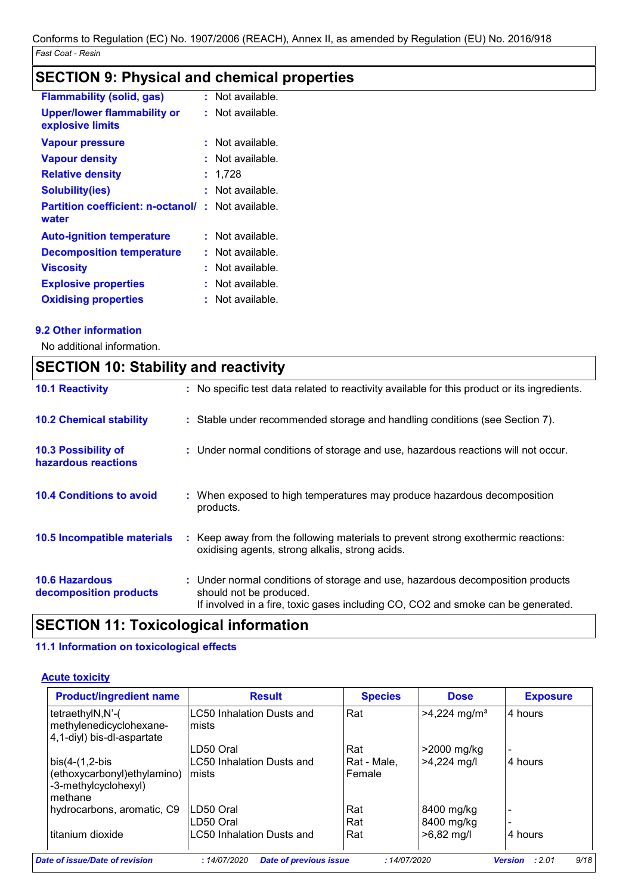## SECTION 9: Physical and chemical properties

| | | |
|---|---|---|
| **Flammability (solid, gas)** | : | Not available. |
| **Upper/lower flammability or explosive limits** | : | Not available. |
| **Vapour pressure** | : | Not available. |
| **Vapour density** | : | Not available. |
| **Relative density** | : | 1,728 |
| **Solubility(ies)** | : | Not available. |
| **Partition coefficient: n-octanol/ water** | : | Not available. |
| **Auto-ignition temperature** | : | Not available. |
| **Decomposition temperature** | : | Not available. |
| **Viscosity** | : | Not available. |
| **Explosive properties** | : | Not available. |
| **Oxidising properties** | : | Not available. |

### 9.2 Other information

No additional information.

## SECTION 10: Stability and reactivity

**10.1 Reactivity** : No specific test data related to reactivity available for this product or its ingredients.

**10.2 Chemical stability** : Stable under recommended storage and handling conditions (see Section 7).

**10.3 Possibility of hazardous reactions** : Under normal conditions of storage and use, hazardous reactions will not occur.

**10.4 Conditions to avoid** : When exposed to high temperatures may produce hazardous decomposition products.

**10.5 Incompatible materials** : Keep away from the following materials to prevent strong exothermic reactions: oxidising agents, strong alkalis, strong acids.

**10.6 Hazardous decomposition products** : Under normal conditions of storage and use, hazardous decomposition products should not be produced.
If involved in a fire, toxic gases including CO, CO2 and smoke can be generated.

## SECTION 11: Toxicological information

### 11.1 Information on toxicological effects

**Acute toxicity**

| Product/ingredient name | Result | Species | Dose | Exposure |
|---|---|---|---|---|
| tetraethylN,N'-( methylenedicyclohexane-4,1-diyl) bis-dl-aspartate | LC50 Inhalation Dusts and mists | Rat | >4,224 mg/m³ | 4 hours |
| | LD50 Oral | Rat | >2000 mg/kg | - |
| bis(4-(1,2-bis (ethoxycarbonyl)ethylamino) -3-methylcyclohexyl) methane | LC50 Inhalation Dusts and mists | Rat - Male, Female | >4,224 mg/l | 4 hours |
| hydrocarbons, aromatic, C9 | LD50 Oral | Rat | 8400 mg/kg | - |
| | LD50 Oral | Rat | 8400 mg/kg | - |
| titanium dioxide | LC50 Inhalation Dusts and | Rat | >6,82 mg/l | 4 hours |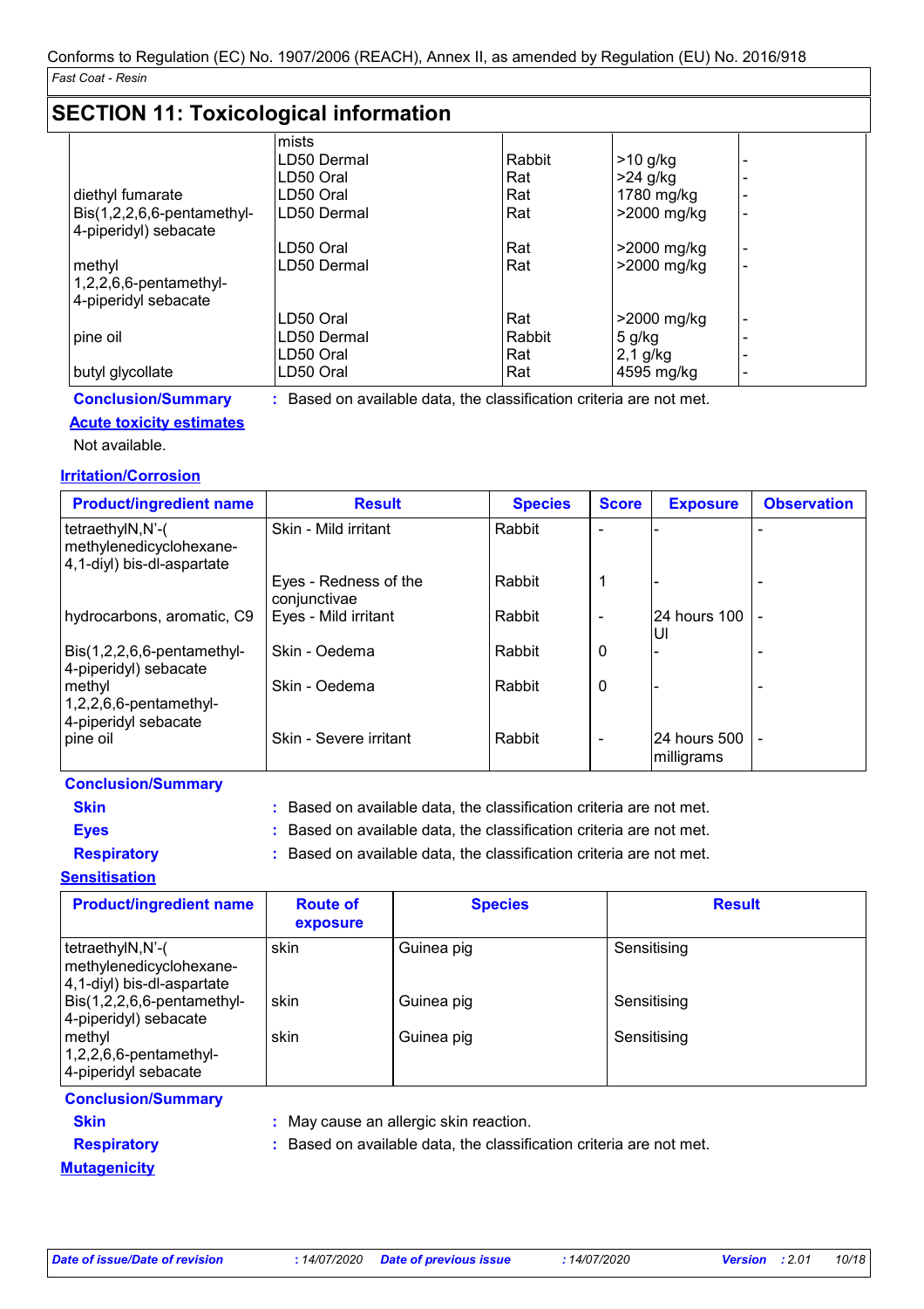## SECTION 11: Toxicological information

| | | | | |
|---|---|---|---|---|
| | mists | | | |
| | LD50 Dermal | Rabbit | >10 g/kg | - |
| | LD50 Oral | Rat | >24 g/kg | - |
| diethyl fumarate | LD50 Oral | Rat | 1780 mg/kg | - |
| Bis(1,2,2,6,6-pentamethyl-4-piperidyl) sebacate | LD50 Dermal | Rat | >2000 mg/kg | - |
| | LD50 Oral | Rat | >2000 mg/kg | - |
| methyl 1,2,2,6,6-pentamethyl-4-piperidyl sebacate | LD50 Dermal | Rat | >2000 mg/kg | - |
| | LD50 Oral | Rat | >2000 mg/kg | - |
| pine oil | LD50 Dermal | Rabbit | 5 g/kg | - |
| | LD50 Oral | Rat | 2,1 g/kg | - |
| butyl glycollate | LD50 Oral | Rat | 4595 mg/kg | - |

**Conclusion/Summary** : Based on available data, the classification criteria are not met.

**Acute toxicity estimates**

Not available.

**Irritation/Corrosion**

| Product/ingredient name | Result | Species | Score | Exposure | Observation |
|---|---|---|---|---|---|
| tetraethylN,N'-(methylenedicyclohexane-4,1-diyl) bis-dl-aspartate | Skin - Mild irritant | Rabbit | - | - | - |
| | Eyes - Redness of the conjunctivae | Rabbit | 1 | - | - |
| hydrocarbons, aromatic, C9 | Eyes - Mild irritant | Rabbit | - | 24 hours 100 Ul | - |
| Bis(1,2,2,6,6-pentamethyl-4-piperidyl) sebacate | Skin - Oedema | Rabbit | 0 | - | - |
| methyl 1,2,2,6,6-pentamethyl-4-piperidyl sebacate | Skin - Oedema | Rabbit | 0 | - | - |
| pine oil | Skin - Severe irritant | Rabbit | - | 24 hours 500 milligrams | - |

**Conclusion/Summary**

**Skin** : Based on available data, the classification criteria are not met.

**Eyes** : Based on available data, the classification criteria are not met.

**Respiratory** : Based on available data, the classification criteria are not met.

**Sensitisation**

| Product/ingredient name | Route of exposure | Species | Result |
|---|---|---|---|
| tetraethylN,N'-(methylenedicyclohexane-4,1-diyl) bis-dl-aspartate | skin | Guinea pig | Sensitising |
| Bis(1,2,2,6,6-pentamethyl-4-piperidyl) sebacate | skin | Guinea pig | Sensitising |
| methyl 1,2,2,6,6-pentamethyl-4-piperidyl sebacate | skin | Guinea pig | Sensitising |

**Conclusion/Summary**

**Skin** : May cause an allergic skin reaction.

**Respiratory** : Based on available data, the classification criteria are not met.

**Mutagenicity**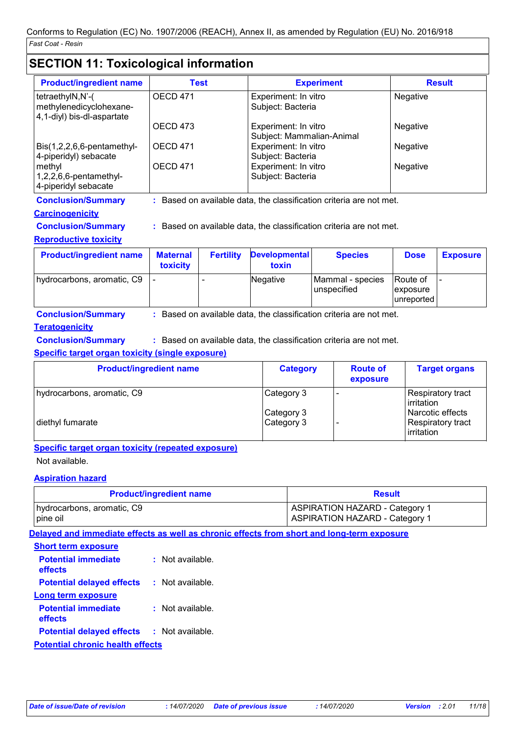## SECTION 11: Toxicological information

| Product/ingredient name | Test | Experiment | Result |
|---|---|---|---|
| tetraethylN,N'-( methylenedicyclohexane-4,1-diyl) bis-dl-aspartate | OECD 471 | Experiment: In vitro Subject: Bacteria | Negative |
| | OECD 473 | Experiment: In vitro Subject: Mammalian-Animal | Negative |
| Bis(1,2,2,6,6-pentamethyl-4-piperidyl) sebacate | OECD 471 | Experiment: In vitro Subject: Bacteria | Negative |
| methyl 1,2,2,6,6-pentamethyl-4-piperidyl sebacate | OECD 471 | Experiment: In vitro Subject: Bacteria | Negative |

**Conclusion/Summary** : Based on available data, the classification criteria are not met.

**Carcinogenicity**

**Conclusion/Summary** : Based on available data, the classification criteria are not met.

**Reproductive toxicity**

| Product/ingredient name | Maternal toxicity | Fertility | Developmental toxin | Species | Dose | Exposure |
|---|---|---|---|---|---|---|
| hydrocarbons, aromatic, C9 | - | - | Negative | Mammal - species unspecified | Route of exposure unreported | - |

**Conclusion/Summary** : Based on available data, the classification criteria are not met.

**Teratogenicity**

**Conclusion/Summary** : Based on available data, the classification criteria are not met.

**Specific target organ toxicity (single exposure)**

| Product/ingredient name | Category | Route of exposure | Target organs |
|---|---|---|---|
| hydrocarbons, aromatic, C9 | Category 3 | - | Respiratory tract irritation |
| | Category 3 | | Narcotic effects |
| diethyl fumarate | Category 3 | - | Respiratory tract irritation |

**Specific target organ toxicity (repeated exposure)**

Not available.

**Aspiration hazard**

| Product/ingredient name | Result |
|---|---|
| hydrocarbons, aromatic, C9 | ASPIRATION HAZARD - Category 1 |
| pine oil | ASPIRATION HAZARD - Category 1 |

**Delayed and immediate effects as well as chronic effects from short and long-term exposure**

**Short term exposure**

**Potential immediate effects** : Not available.

**Potential delayed effects** : Not available.

**Long term exposure**

**Potential immediate effects** : Not available.

**Potential delayed effects** : Not available.

**Potential chronic health effects**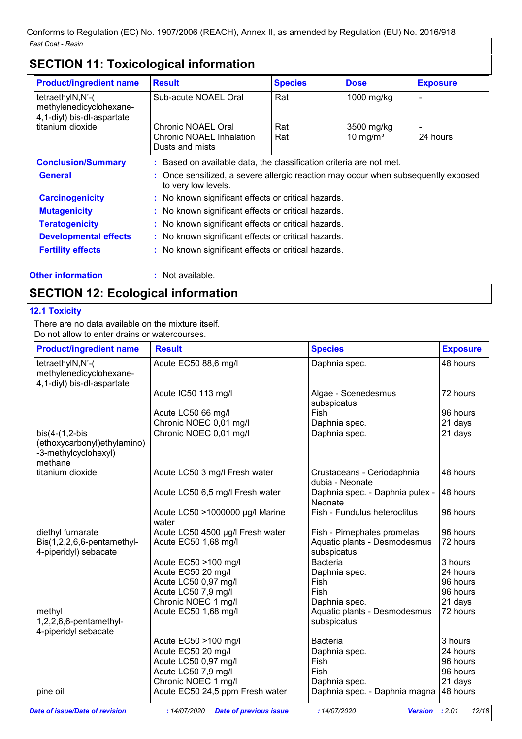Conforms to Regulation (EC) No. 1907/2006 (REACH), Annex II, as amended by Regulation (EU) No. 2016/918

*Fast Coat - Resin*

## SECTION 11: Toxicological information

| Product/ingredient name | Result | Species | Dose | Exposure |
|---|---|---|---|---|
| tetraethylN,N'-(methylenedicyclohexane-4,1-diyl) bis-dl-aspartate | Sub-acute NOAEL Oral | Rat | 1000 mg/kg | - |
| titanium dioxide | Chronic NOAEL Oral | Rat | 3500 mg/kg | - |
| | Chronic NOAEL Inhalation Dusts and mists | Rat | 10 mg/m³ | 24 hours |

**Conclusion/Summary** : Based on available data, the classification criteria are not met.

**General** : Once sensitized, a severe allergic reaction may occur when subsequently exposed to very low levels.

**Carcinogenicity** : No known significant effects or critical hazards.

**Mutagenicity** : No known significant effects or critical hazards.

**Teratogenicity** : No known significant effects or critical hazards.

**Developmental effects** : No known significant effects or critical hazards.

**Fertility effects** : No known significant effects or critical hazards.

**Other information** : Not available.

## SECTION 12: Ecological information

### 12.1 Toxicity

There are no data available on the mixture itself.
Do not allow to enter drains or watercourses.

| Product/ingredient name | Result | Species | Exposure |
|---|---|---|---|
| tetraethylN,N'-(methylenedicyclohexane-4,1-diyl) bis-dl-aspartate | Acute EC50 88,6 mg/l | Daphnia spec. | 48 hours |
| | Acute IC50 113 mg/l | Algae - Scenedesmus subspicatus | 72 hours |
| | Acute LC50 66 mg/l | Fish | 96 hours |
| | Chronic NOEC 0,01 mg/l | Daphnia spec. | 21 days |
| bis(4-(1,2-bis(ethoxycarbonyl)ethylamino)-3-methylcyclohexyl) methane | Chronic NOEC 0,01 mg/l | Daphnia spec. | 21 days |
| titanium dioxide | Acute LC50 3 mg/l Fresh water | Crustaceans - Ceriodaphnia dubia - Neonate | 48 hours |
| | Acute LC50 6,5 mg/l Fresh water | Daphnia spec. - Daphnia pulex - Neonate | 48 hours |
| | Acute LC50 >1000000 µg/l Marine water | Fish - Fundulus heteroclitus | 96 hours |
| diethyl fumarate | Acute LC50 4500 µg/l Fresh water | Fish - Pimephales promelas | 96 hours |
| Bis(1,2,2,6,6-pentamethyl-4-piperidyl) sebacate | Acute EC50 1,68 mg/l | Aquatic plants - Desmodesmus subspicatus | 72 hours |
| | Acute EC50 >100 mg/l | Bacteria | 3 hours |
| | Acute EC50 20 mg/l | Daphnia spec. | 24 hours |
| | Acute LC50 0,97 mg/l | Fish | 96 hours |
| | Acute LC50 7,9 mg/l | Fish | 96 hours |
| | Chronic NOEC 1 mg/l | Daphnia spec. | 21 days |
| methyl 1,2,2,6,6-pentamethyl-4-piperidyl sebacate | Acute EC50 1,68 mg/l | Aquatic plants - Desmodesmus subspicatus | 72 hours |
| | Acute EC50 >100 mg/l | Bacteria | 3 hours |
| | Acute EC50 20 mg/l | Daphnia spec. | 24 hours |
| | Acute LC50 0,97 mg/l | Fish | 96 hours |
| | Acute LC50 7,9 mg/l | Fish | 96 hours |
| | Chronic NOEC 1 mg/l | Daphnia spec. | 21 days |
| pine oil | Acute EC50 24,5 ppm Fresh water | Daphnia spec. - Daphnia magna | 48 hours |

*Date of issue/Date of revision* : 14/07/2020 *Date of previous issue* : 14/07/2020 *Version* : 2.01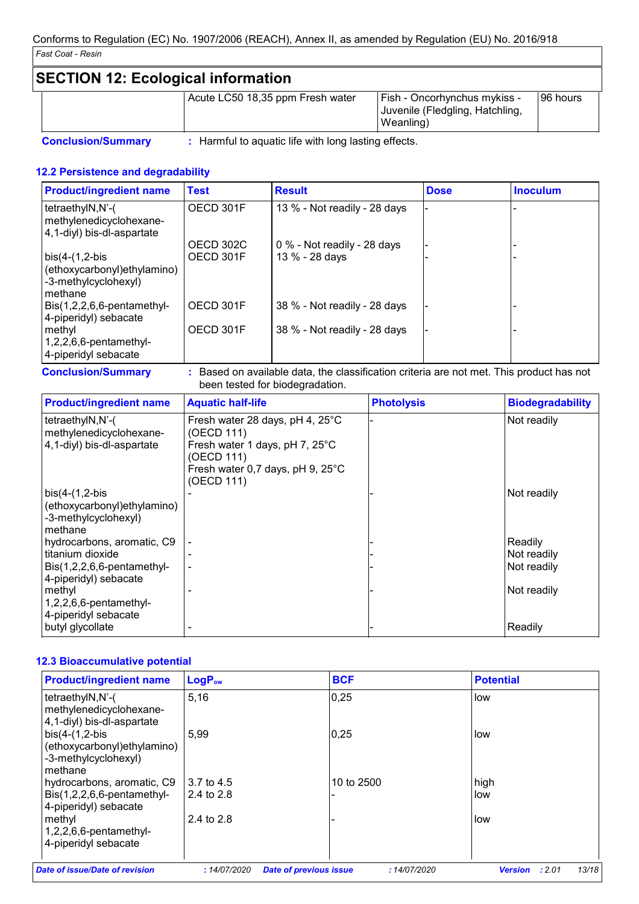# SECTION 12: Ecological information

| | | | |
|---|---|---|---|
| | Acute LC50 18,35 ppm Fresh water | Fish - Oncorhynchus mykiss - Juvenile (Fledgling, Hatchling, Weanling) | 96 hours |

**Conclusion/Summary** : Harmful to aquatic life with long lasting effects.

### 12.2 Persistence and degradability

| Product/ingredient name | Test | Result | Dose | Inoculum |
|---|---|---|---|---|
| tetraethylN,N'-( methylenedicyclohexane-4,1-diyl) bis-dl-aspartate | OECD 301F | 13 % - Not readily - 28 days | - | - |
| bis(4-(1,2-bis (ethoxycarbonyl)ethylamino) -3-methylcyclohexyl) methane | OECD 302C | 0 % - Not readily - 28 days | - | - |
| | OECD 301F | 13 % - 28 days | - | - |
| Bis(1,2,2,6,6-pentamethyl-4-piperidyl) sebacate | OECD 301F | 38 % - Not readily - 28 days | - | - |
| methyl 1,2,2,6,6-pentamethyl-4-piperidyl sebacate | OECD 301F | 38 % - Not readily - 28 days | - | - |

**Conclusion/Summary** : Based on available data, the classification criteria are not met. This product has not been tested for biodegradation.

| Product/ingredient name | Aquatic half-life | Photolysis | Biodegradability |
|---|---|---|---|
| tetraethylN,N'-( methylenedicyclohexane-4,1-diyl) bis-dl-aspartate | Fresh water 28 days, pH 4, 25°C (OECD 111)<br>Fresh water 1 days, pH 7, 25°C (OECD 111)<br>Fresh water 0,7 days, pH 9, 25°C (OECD 111) | - | Not readily |
| bis(4-(1,2-bis (ethoxycarbonyl)ethylamino) -3-methylcyclohexyl) methane | - | - | Not readily |
| hydrocarbons, aromatic, C9 | - | - | Readily |
| titanium dioxide | - | - | Not readily |
| Bis(1,2,2,6,6-pentamethyl-4-piperidyl) sebacate | - | - | Not readily |
| methyl 1,2,2,6,6-pentamethyl-4-piperidyl sebacate | - | - | Not readily |
| butyl glycollate | - | - | Readily |

### 12.3 Bioaccumulative potential

| Product/ingredient name | $LogP_{ow}$ | BCF | Potential |
|---|---|---|---|
| tetraethylN,N'-( methylenedicyclohexane-4,1-diyl) bis-dl-aspartate | 5,16 | 0,25 | low |
| bis(4-(1,2-bis (ethoxycarbonyl)ethylamino) -3-methylcyclohexyl) methane | 5,99 | 0,25 | low |
| hydrocarbons, aromatic, C9 | 3.7 to 4.5 | 10 to 2500 | high |
| Bis(1,2,2,6,6-pentamethyl-4-piperidyl) sebacate | 2.4 to 2.8 | - | low |
| methyl 1,2,2,6,6-pentamethyl-4-piperidyl sebacate | 2.4 to 2.8 | - | low |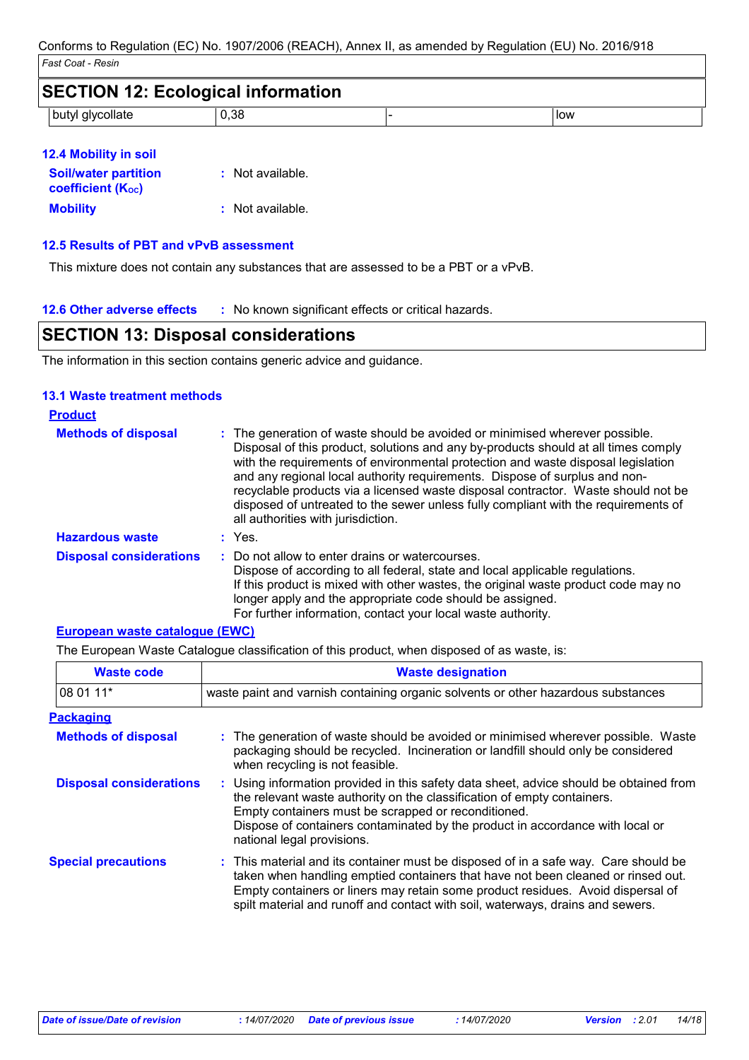## SECTION 12: Ecological information

| butyl glycollate | 0,38 | - | low |
|---|---|---|---|

### 12.4 Mobility in soil

**Soil/water partition coefficient ($K_{OC}$)** : Not available.

**Mobility** : Not available.

### 12.5 Results of PBT and vPvB assessment

This mixture does not contain any substances that are assessed to be a PBT or a vPvB.

### 12.6 Other adverse effects

: No known significant effects or critical hazards.

## SECTION 13: Disposal considerations

The information in this section contains generic advice and guidance.

### 13.1 Waste treatment methods

**Product**

**Methods of disposal** : The generation of waste should be avoided or minimised wherever possible. Disposal of this product, solutions and any by-products should at all times comply with the requirements of environmental protection and waste disposal legislation and any regional local authority requirements. Dispose of surplus and non-recyclable products via a licensed waste disposal contractor. Waste should not be disposed of untreated to the sewer unless fully compliant with the requirements of all authorities with jurisdiction.

**Hazardous waste** : Yes.

**Disposal considerations** : Do not allow to enter drains or watercourses.
Dispose of according to all federal, state and local applicable regulations.
If this product is mixed with other wastes, the original waste product code may no longer apply and the appropriate code should be assigned.
For further information, contact your local waste authority.

**European waste catalogue (EWC)**

The European Waste Catalogue classification of this product, when disposed of as waste, is:

| Waste code | Waste designation |
|---|---|
| 08 01 11* | waste paint and varnish containing organic solvents or other hazardous substances |

**Packaging**

**Methods of disposal** : The generation of waste should be avoided or minimised wherever possible. Waste packaging should be recycled. Incineration or landfill should only be considered when recycling is not feasible.

**Disposal considerations** : Using information provided in this safety data sheet, advice should be obtained from the relevant waste authority on the classification of empty containers.
Empty containers must be scrapped or reconditioned.
Dispose of containers contaminated by the product in accordance with local or national legal provisions.

**Special precautions** : This material and its container must be disposed of in a safe way. Care should be taken when handling emptied containers that have not been cleaned or rinsed out. Empty containers or liners may retain some product residues. Avoid dispersal of spilt material and runoff and contact with soil, waterways, drains and sewers.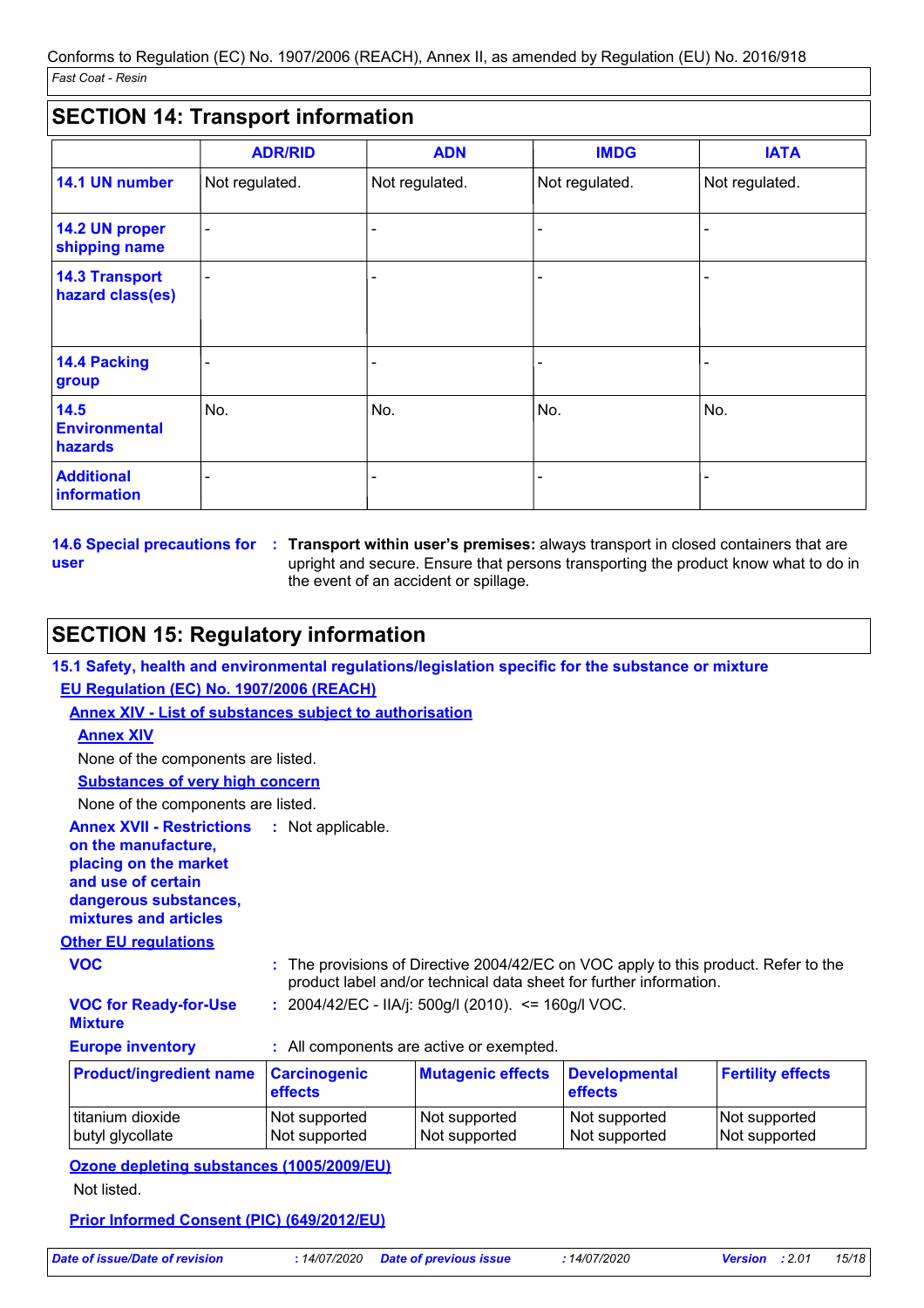## SECTION 14: Transport information

| | ADR/RID | ADN | IMDG | IATA |
|---|---|---|---|---|
| **14.1 UN number** | Not regulated. | Not regulated. | Not regulated. | Not regulated. |
| **14.2 UN proper shipping name** | - | - | - | - |
| **14.3 Transport hazard class(es)** | - | - | - | - |
| **14.4 Packing group** | - | - | - | - |
| **14.5 Environmental hazards** | No. | No. | No. | No. |
| **Additional information** | - | - | - | - |

**14.6 Special precautions for user** : **Transport within user's premises:** always transport in closed containers that are upright and secure. Ensure that persons transporting the product know what to do in the event of an accident or spillage.

## SECTION 15: Regulatory information

### 15.1 Safety, health and environmental regulations/legislation specific for the substance or mixture

**EU Regulation (EC) No. 1907/2006 (REACH)**

**Annex XIV - List of substances subject to authorisation**

**Annex XIV**

None of the components are listed.

**Substances of very high concern**

None of the components are listed.

**Annex XVII - Restrictions on the manufacture, placing on the market and use of certain dangerous substances, mixtures and articles** : Not applicable.

**Other EU regulations**

**VOC** : The provisions of Directive 2004/42/EC on VOC apply to this product. Refer to the product label and/or technical data sheet for further information.

**VOC for Ready-for-Use Mixture** : 2004/42/EC - IIA/j: 500g/l (2010). <= 160g/l VOC.

**Europe inventory** : All components are active or exempted.

| Product/ingredient name | Carcinogenic effects | Mutagenic effects | Developmental effects | Fertility effects |
|---|---|---|---|---|
| titanium dioxide | Not supported | Not supported | Not supported | Not supported |
| butyl glycollate | Not supported | Not supported | Not supported | Not supported |

**Ozone depleting substances (1005/2009/EU)**

Not listed.

**Prior Informed Consent (PIC) (649/2012/EU)**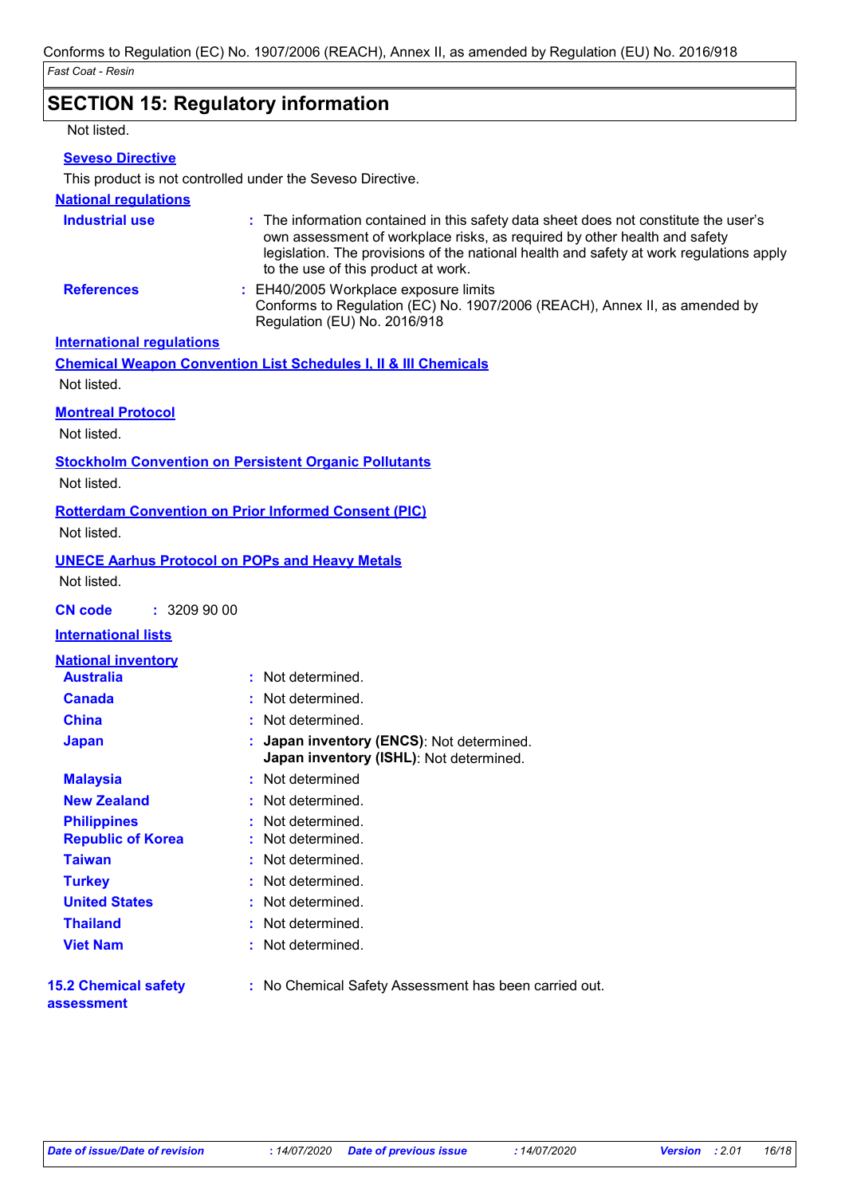## SECTION 15: Regulatory information

Not listed.

**Seveso Directive**

This product is not controlled under the Seveso Directive.

**National regulations**

**Industrial use** : The information contained in this safety data sheet does not constitute the user's own assessment of workplace risks, as required by other health and safety legislation. The provisions of the national health and safety at work regulations apply to the use of this product at work.

**References** : EH40/2005 Workplace exposure limits
Conforms to Regulation (EC) No. 1907/2006 (REACH), Annex II, as amended by Regulation (EU) No. 2016/918

**International regulations**

**Chemical Weapon Convention List Schedules I, II & III Chemicals**

Not listed.

**Montreal Protocol**

Not listed.

**Stockholm Convention on Persistent Organic Pollutants**

Not listed.

**Rotterdam Convention on Prior Informed Consent (PIC)**

Not listed.

**UNECE Aarhus Protocol on POPs and Heavy Metals**

Not listed.

**CN code** : 3209 90 00

**International lists**

**National inventory**

| | |
|---|---|
| **Australia** | : Not determined. |
| **Canada** | : Not determined. |
| **China** | : Not determined. |
| **Japan** | : **Japan inventory (ENCS)**: Not determined.<br>**Japan inventory (ISHL)**: Not determined. |
| **Malaysia** | : Not determined |
| **New Zealand** | : Not determined. |
| **Philippines** | : Not determined. |
| **Republic of Korea** | : Not determined. |
| **Taiwan** | : Not determined. |
| **Turkey** | : Not determined. |
| **United States** | : Not determined. |
| **Thailand** | : Not determined. |
| **Viet Nam** | : Not determined. |

**15.2 Chemical safety assessment** : No Chemical Safety Assessment has been carried out.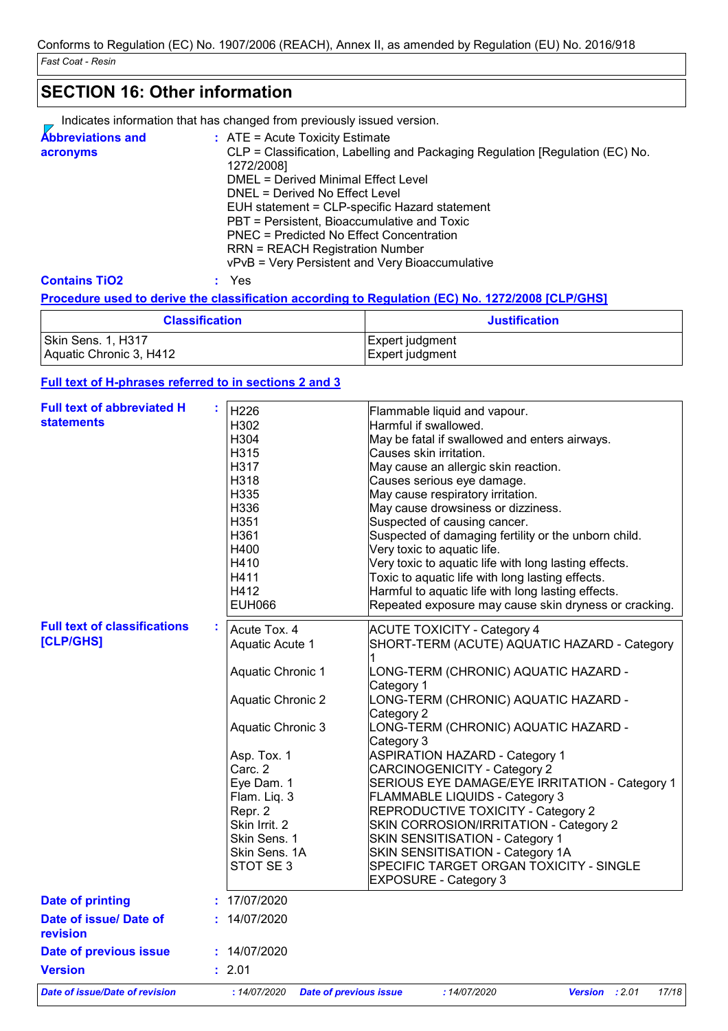Conforms to Regulation (EC) No. 1907/2006 (REACH), Annex II, as amended by Regulation (EU) No. 2016/918

*Fast Coat - Resin*

## SECTION 16: Other information

Indicates information that has changed from previously issued version.

**Abbreviations and acronyms** : ATE = Acute Toxicity Estimate
CLP = Classification, Labelling and Packaging Regulation [Regulation (EC) No. 1272/2008]
DMEL = Derived Minimal Effect Level
DNEL = Derived No Effect Level
EUH statement = CLP-specific Hazard statement
PBT = Persistent, Bioaccumulative and Toxic
PNEC = Predicted No Effect Concentration
RRN = REACH Registration Number
vPvB = Very Persistent and Very Bioaccumulative

**Contains TiO2** : Yes

**Procedure used to derive the classification according to Regulation (EC) No. 1272/2008 [CLP/GHS]**

| Classification | Justification |
|---|---|
| Skin Sens. 1, H317 | Expert judgment |
| Aquatic Chronic 3, H412 | Expert judgment |

**Full text of H-phrases referred to in sections 2 and 3**

**Full text of abbreviated H statements** :

| | |
|---|---|
| H226 | Flammable liquid and vapour. |
| H302 | Harmful if swallowed. |
| H304 | May be fatal if swallowed and enters airways. |
| H315 | Causes skin irritation. |
| H317 | May cause an allergic skin reaction. |
| H318 | Causes serious eye damage. |
| H335 | May cause respiratory irritation. |
| H336 | May cause drowsiness or dizziness. |
| H351 | Suspected of causing cancer. |
| H361 | Suspected of damaging fertility or the unborn child. |
| H400 | Very toxic to aquatic life. |
| H410 | Very toxic to aquatic life with long lasting effects. |
| H411 | Toxic to aquatic life with long lasting effects. |
| H412 | Harmful to aquatic life with long lasting effects. |
| EUH066 | Repeated exposure may cause skin dryness or cracking. |

**Full text of classifications [CLP/GHS]** :

| | |
|---|---|
| Acute Tox. 4 | ACUTE TOXICITY - Category 4 |
| Aquatic Acute 1 | SHORT-TERM (ACUTE) AQUATIC HAZARD - Category 1 |
| Aquatic Chronic 1 | LONG-TERM (CHRONIC) AQUATIC HAZARD - Category 1 |
| Aquatic Chronic 2 | LONG-TERM (CHRONIC) AQUATIC HAZARD - Category 2 |
| Aquatic Chronic 3 | LONG-TERM (CHRONIC) AQUATIC HAZARD - Category 3 |
| Asp. Tox. 1 | ASPIRATION HAZARD - Category 1 |
| Carc. 2 | CARCINOGENICITY - Category 2 |
| Eye Dam. 1 | SERIOUS EYE DAMAGE/EYE IRRITATION - Category 1 |
| Flam. Liq. 3 | FLAMMABLE LIQUIDS - Category 3 |
| Repr. 2 | REPRODUCTIVE TOXICITY - Category 2 |
| Skin Irrit. 2 | SKIN CORROSION/IRRITATION - Category 2 |
| Skin Sens. 1 | SKIN SENSITISATION - Category 1 |
| Skin Sens. 1A | SKIN SENSITISATION - Category 1A |
| STOT SE 3 | SPECIFIC TARGET ORGAN TOXICITY - SINGLE EXPOSURE - Category 3 |

**Date of printing** : 17/07/2020

**Date of issue/ Date of revision** : 14/07/2020

**Date of previous issue** : 14/07/2020

**Version** : 2.01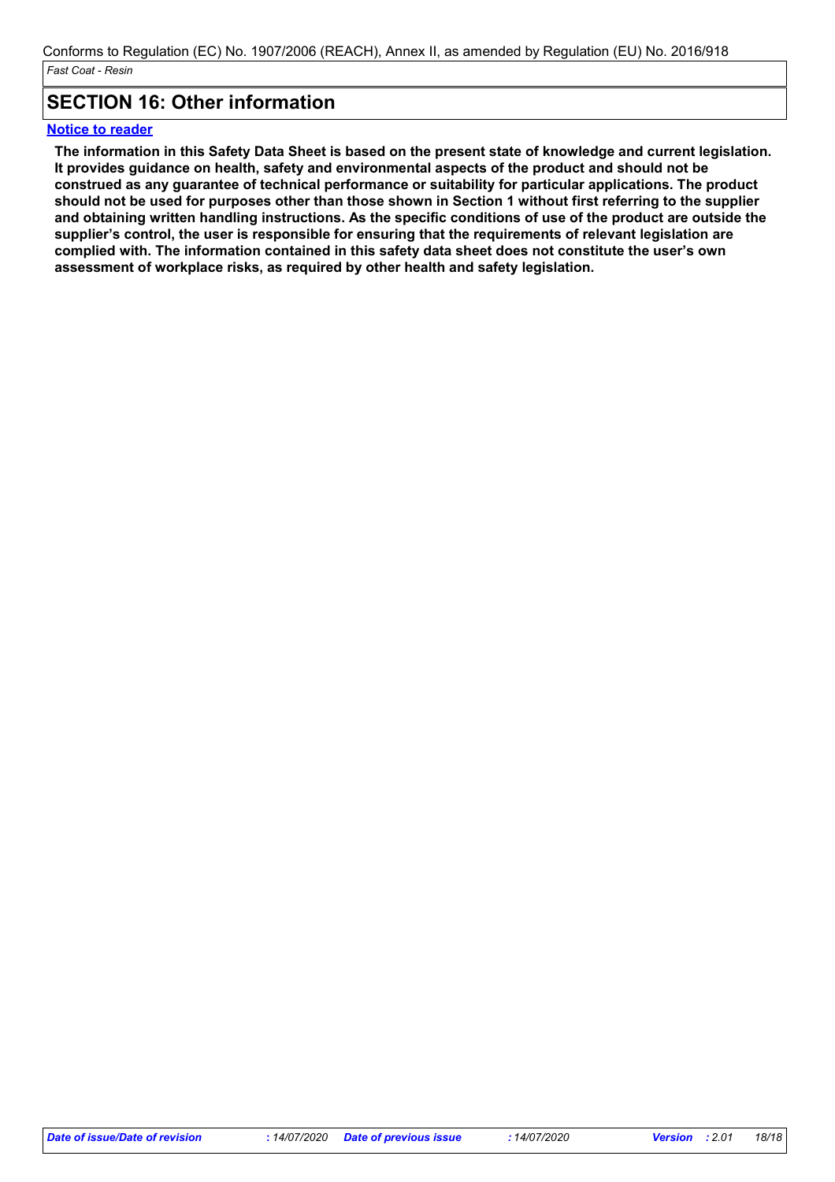## SECTION 16: Other information

**Notice to reader**

**The information in this Safety Data Sheet is based on the present state of knowledge and current legislation. It provides guidance on health, safety and environmental aspects of the product and should not be construed as any guarantee of technical performance or suitability for particular applications. The product should not be used for purposes other than those shown in Section 1 without first referring to the supplier and obtaining written handling instructions. As the specific conditions of use of the product are outside the supplier's control, the user is responsible for ensuring that the requirements of relevant legislation are complied with. The information contained in this safety data sheet does not constitute the user's own assessment of workplace risks, as required by other health and safety legislation.**